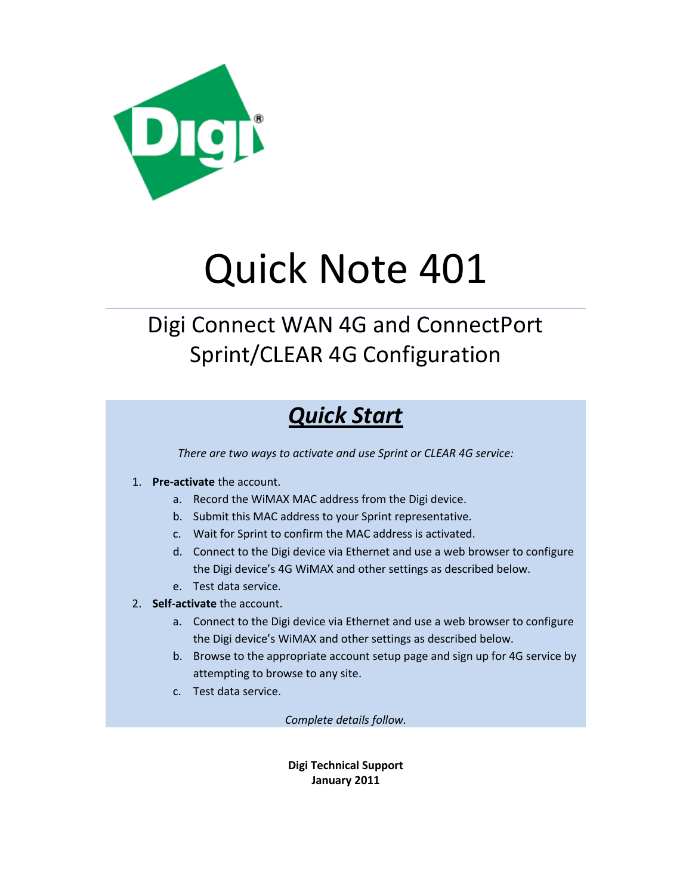# Quick Note 401

## Digi Connect WAN 4G and ConnectPort Sprint/CLEAR 4G Configuration

## ***Quick Start***

*There are two ways to activate and use Sprint or CLEAR 4G service:*

1. **Pre-activate** the account.
   a. Record the WiMAX MAC address from the Digi device.
   b. Submit this MAC address to your Sprint representative.
   c. Wait for Sprint to confirm the MAC address is activated.
   d. Connect to the Digi device via Ethernet and use a web browser to configure the Digi device's 4G WiMAX and other settings as described below.
   e. Test data service.
2. **Self-activate** the account.
   a. Connect to the Digi device via Ethernet and use a web browser to configure the Digi device's WiMAX and other settings as described below.
   b. Browse to the appropriate account setup page and sign up for 4G service by attempting to browse to any site.
   c. Test data service.

*Complete details follow.*

**Digi Technical Support**
**January 2011**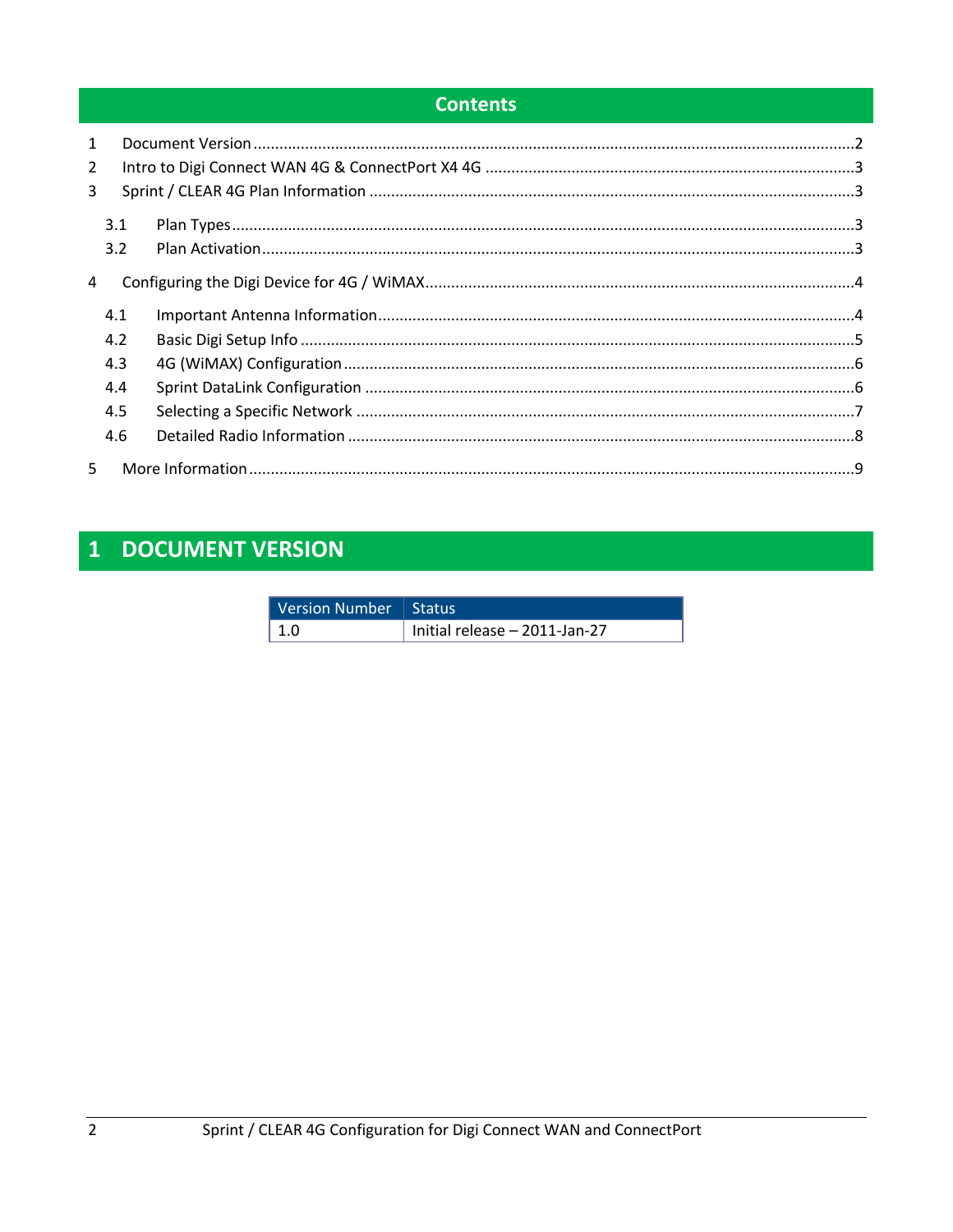## Contents

1 Document Version ........ 2
2 Intro to Digi Connect WAN 4G & ConnectPort X4 4G ........ 3
3 Sprint / CLEAR 4G Plan Information ........ 3
  3.1 Plan Types ........ 3
  3.2 Plan Activation ........ 3
4 Configuring the Digi Device for 4G / WiMAX ........ 4
  4.1 Important Antenna Information ........ 4
  4.2 Basic Digi Setup Info ........ 5
  4.3 4G (WiMAX) Configuration ........ 6
  4.4 Sprint DataLink Configuration ........ 6
  4.5 Selecting a Specific Network ........ 7
  4.6 Detailed Radio Information ........ 8
5 More Information ........ 9

# 1 DOCUMENT VERSION

| Version Number | Status |
|---|---|
| 1.0 | Initial release – 2011-Jan-27 |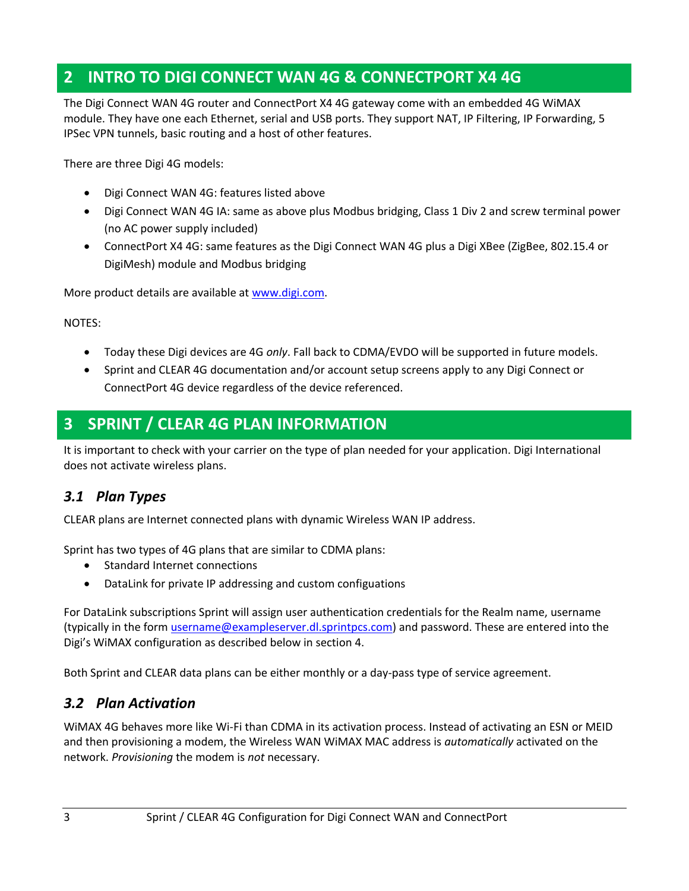## 2 INTRO TO DIGI CONNECT WAN 4G & CONNECTPORT X4 4G

The Digi Connect WAN 4G router and ConnectPort X4 4G gateway come with an embedded 4G WiMAX module. They have one each Ethernet, serial and USB ports. They support NAT, IP Filtering, IP Forwarding, 5 IPSec VPN tunnels, basic routing and a host of other features.

There are three Digi 4G models:

- Digi Connect WAN 4G: features listed above
- Digi Connect WAN 4G IA: same as above plus Modbus bridging, Class 1 Div 2 and screw terminal power (no AC power supply included)
- ConnectPort X4 4G: same features as the Digi Connect WAN 4G plus a Digi XBee (ZigBee, 802.15.4 or DigiMesh) module and Modbus bridging

More product details are available at [www.digi.com](www.digi.com).

NOTES:

- Today these Digi devices are 4G *only*. Fall back to CDMA/EVDO will be supported in future models.
- Sprint and CLEAR 4G documentation and/or account setup screens apply to any Digi Connect or ConnectPort 4G device regardless of the device referenced.

## 3 SPRINT / CLEAR 4G PLAN INFORMATION

It is important to check with your carrier on the type of plan needed for your application. Digi International does not activate wireless plans.

### 3.1 Plan Types

CLEAR plans are Internet connected plans with dynamic Wireless WAN IP address.

Sprint has two types of 4G plans that are similar to CDMA plans:

- Standard Internet connections
- DataLink for private IP addressing and custom configuations

For DataLink subscriptions Sprint will assign user authentication credentials for the Realm name, username (typically in the form username@exampleserver.dl.sprintpcs.com) and password. These are entered into the Digi's WiMAX configuration as described below in section 4.

Both Sprint and CLEAR data plans can be either monthly or a day-pass type of service agreement.

### 3.2 Plan Activation

WiMAX 4G behaves more like Wi-Fi than CDMA in its activation process. Instead of activating an ESN or MEID and then provisioning a modem, the Wireless WAN WiMAX MAC address is *automatically* activated on the network. *Provisioning* the modem is *not* necessary.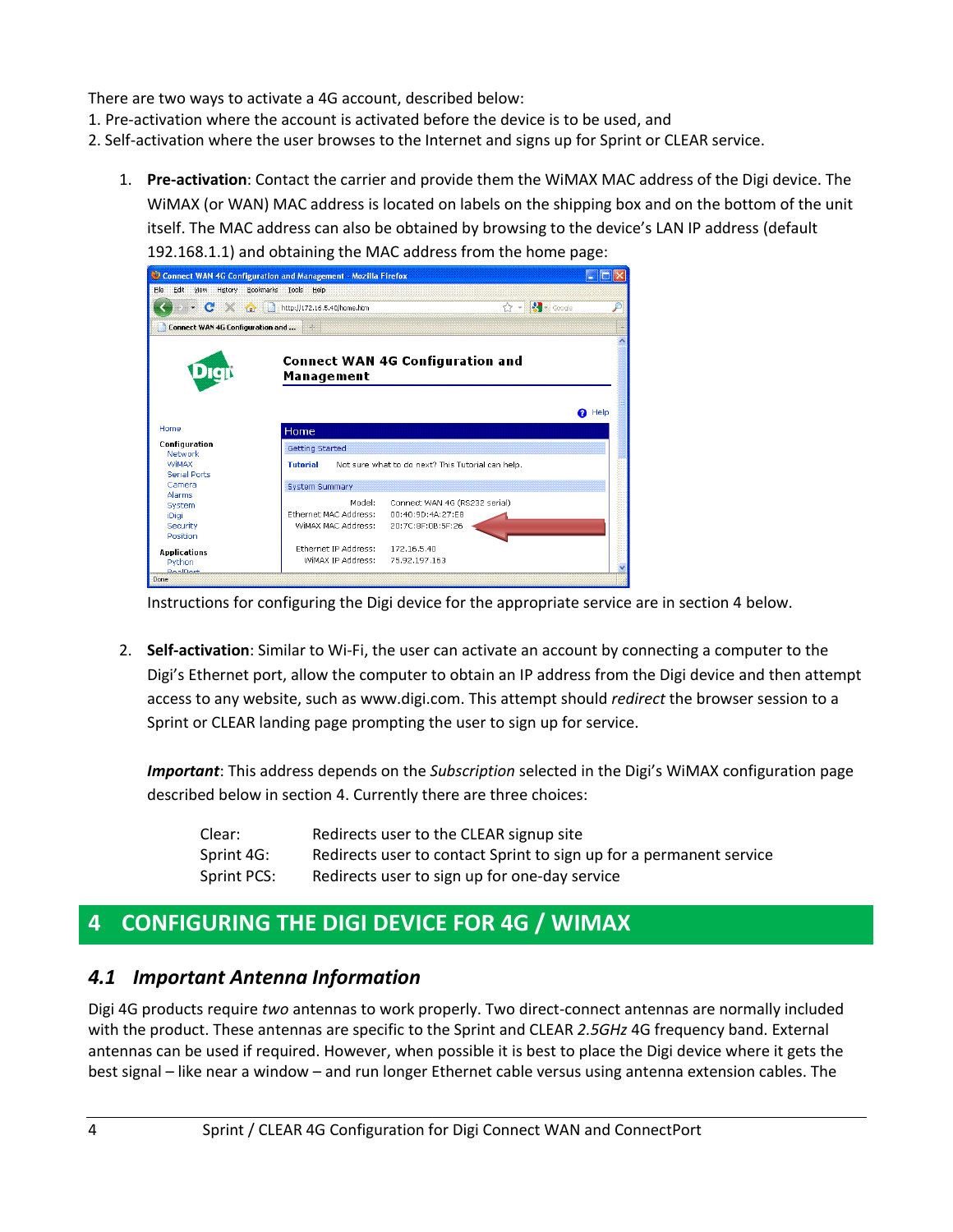There are two ways to activate a 4G account, described below:
1. Pre-activation where the account is activated before the device is to be used, and
2. Self-activation where the user browses to the Internet and signs up for Sprint or CLEAR service.

1. **Pre-activation**: Contact the carrier and provide them the WiMAX MAC address of the Digi device. The WiMAX (or WAN) MAC address is located on labels on the shipping box and on the bottom of the unit itself. The MAC address can also be obtained by browsing to the device's LAN IP address (default 192.168.1.1) and obtaining the MAC address from the home page:

   Instructions for configuring the Digi device for the appropriate service are in section 4 below.

2. **Self-activation**: Similar to Wi-Fi, the user can activate an account by connecting a computer to the Digi's Ethernet port, allow the computer to obtain an IP address from the Digi device and then attempt access to any website, such as www.digi.com. This attempt should *redirect* the browser session to a Sprint or CLEAR landing page prompting the user to sign up for service.

   ***Important***: This address depends on the *Subscription* selected in the Digi's WiMAX configuration page described below in section 4. Currently there are three choices:

   | | |
   |---|---|
   | Clear: | Redirects user to the CLEAR signup site |
   | Sprint 4G: | Redirects user to contact Sprint to sign up for a permanent service |
   | Sprint PCS: | Redirects user to sign up for one-day service |

# 4 CONFIGURING THE DIGI DEVICE FOR 4G / WIMAX

## *4.1 Important Antenna Information*

Digi 4G products require *two* antennas to work properly. Two direct-connect antennas are normally included with the product. These antennas are specific to the Sprint and CLEAR *2.5GHz* 4G frequency band. External antennas can be used if required. However, when possible it is best to place the Digi device where it gets the best signal – like near a window – and run longer Ethernet cable versus using antenna extension cables. The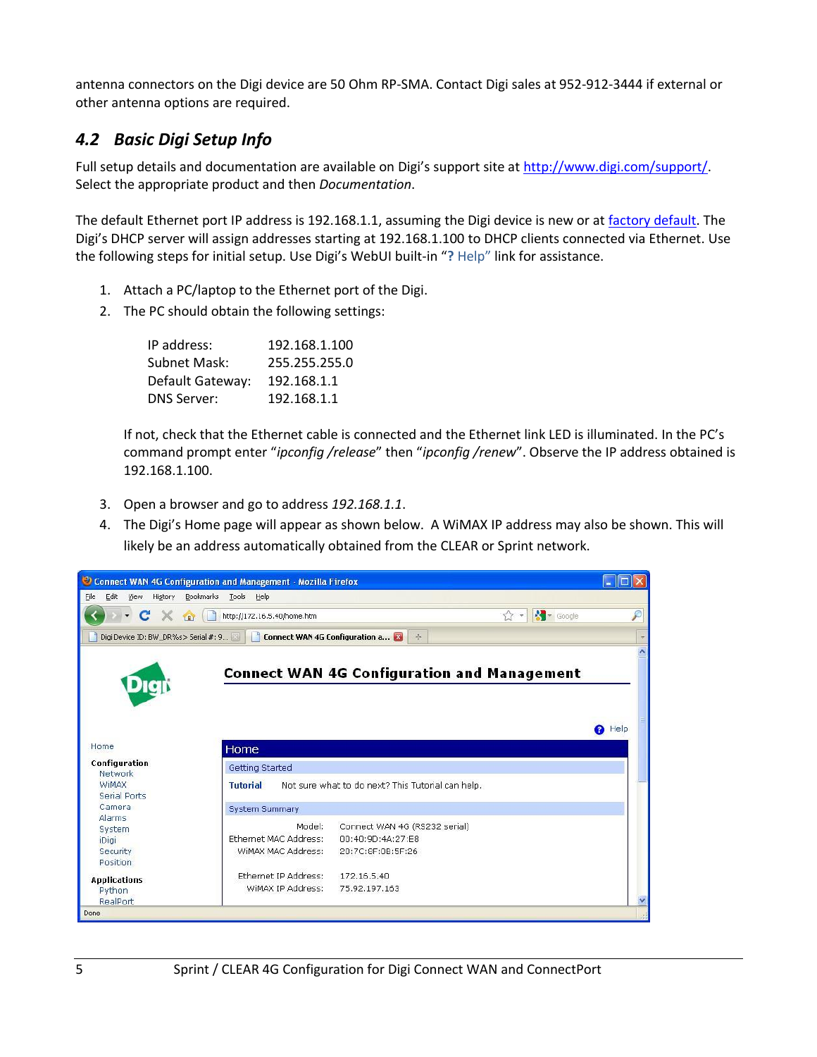antenna connectors on the Digi device are 50 Ohm RP-SMA. Contact Digi sales at 952-912-3444 if external or other antenna options are required.

## *4.2 Basic Digi Setup Info*

Full setup details and documentation are available on Digi's support site at http://www.digi.com/support/. Select the appropriate product and then *Documentation*.

The default Ethernet port IP address is 192.168.1.1, assuming the Digi device is new or at factory default. The Digi's DHCP server will assign addresses starting at 192.168.1.100 to DHCP clients connected via Ethernet. Use the following steps for initial setup. Use Digi's WebUI built-in "**?** Help" link for assistance.

1. Attach a PC/laptop to the Ethernet port of the Digi.
2. The PC should obtain the following settings:

   | | |
   |---|---|
   | IP address: | 192.168.1.100 |
   | Subnet Mask: | 255.255.255.0 |
   | Default Gateway: | 192.168.1.1 |
   | DNS Server: | 192.168.1.1 |

   If not, check that the Ethernet cable is connected and the Ethernet link LED is illuminated. In the PC's command prompt enter "*ipconfig /release*" then "*ipconfig /renew*". Observe the IP address obtained is 192.168.1.100.

3. Open a browser and go to address *192.168.1.1*.
4. The Digi's Home page will appear as shown below. A WiMAX IP address may also be shown. This will likely be an address automatically obtained from the CLEAR or Sprint network.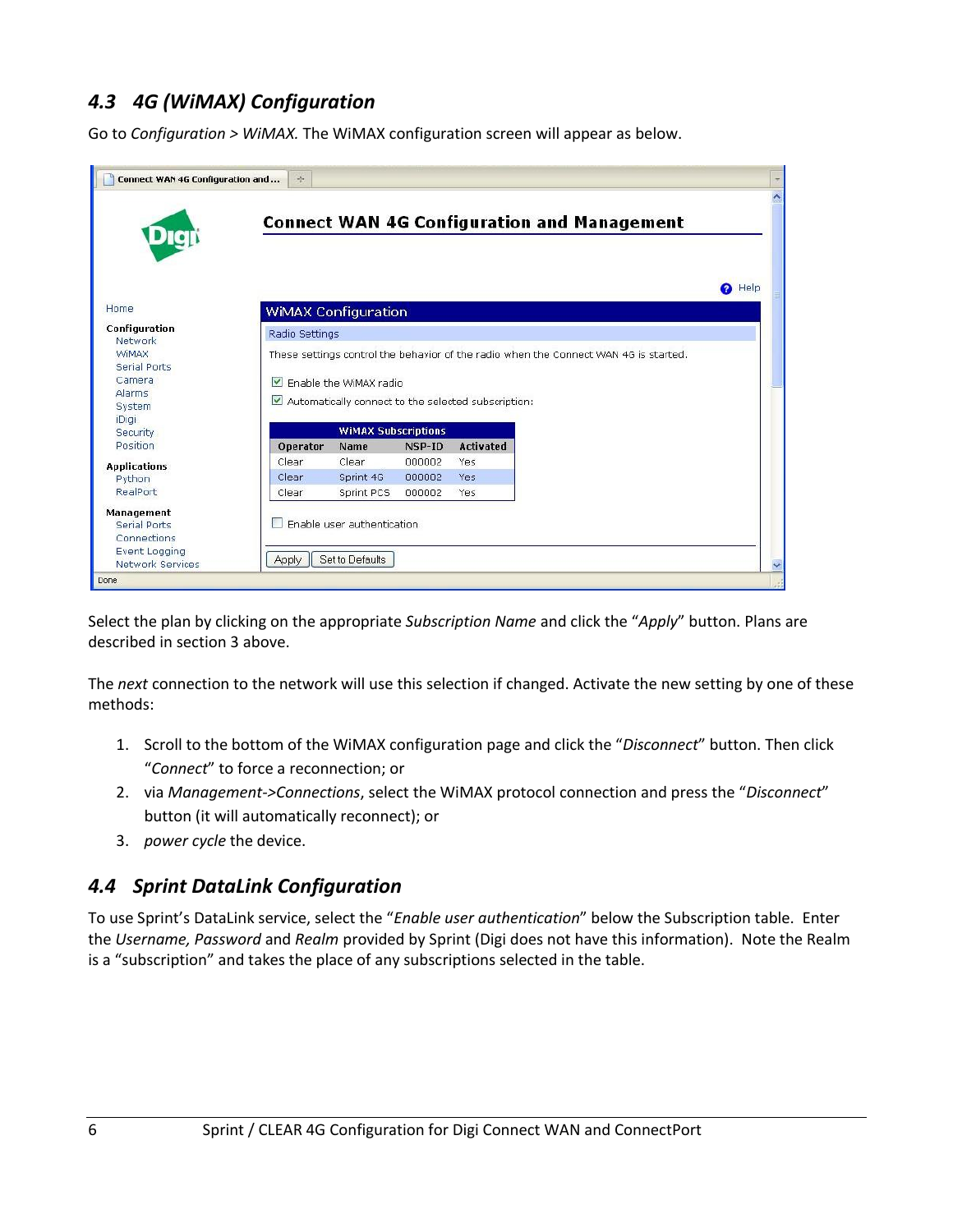## 4.3 4G (WiMAX) Configuration

Go to *Configuration > WiMAX.* The WiMAX configuration screen will appear as below.

Select the plan by clicking on the appropriate *Subscription Name* and click the "*Apply*" button. Plans are described in section 3 above.

The *next* connection to the network will use this selection if changed. Activate the new setting by one of these methods:

1. Scroll to the bottom of the WiMAX configuration page and click the "*Disconnect*" button. Then click "*Connect*" to force a reconnection; or
2. via *Management->Connections*, select the WiMAX protocol connection and press the "*Disconnect*" button (it will automatically reconnect); or
3. *power cycle* the device.

## 4.4 Sprint DataLink Configuration

To use Sprint's DataLink service, select the "*Enable user authentication*" below the Subscription table. Enter the *Username, Password* and *Realm* provided by Sprint (Digi does not have this information). Note the Realm is a "subscription" and takes the place of any subscriptions selected in the table.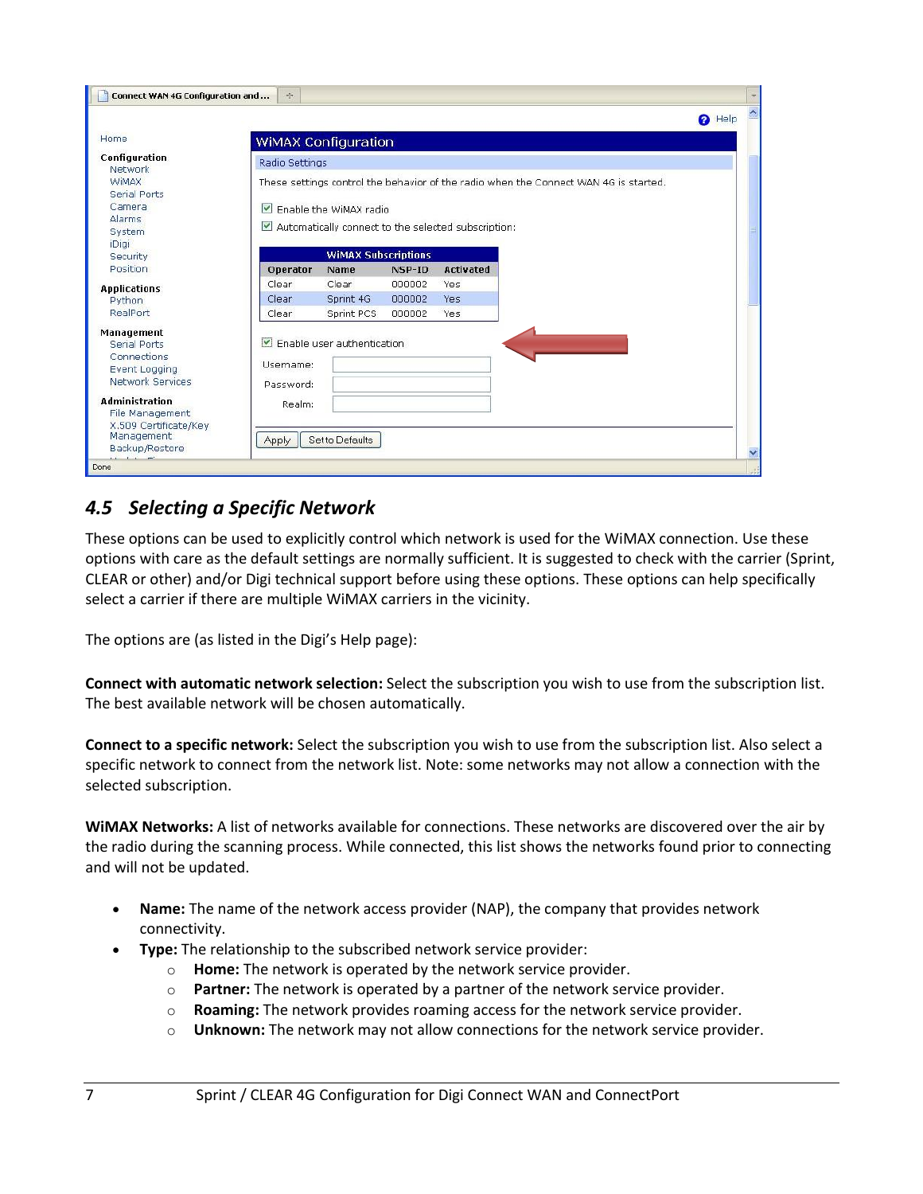## 4.5 *Selecting a Specific Network*

These options can be used to explicitly control which network is used for the WiMAX connection. Use these options with care as the default settings are normally sufficient. It is suggested to check with the carrier (Sprint, CLEAR or other) and/or Digi technical support before using these options. These options can help specifically select a carrier if there are multiple WiMAX carriers in the vicinity.

The options are (as listed in the Digi's Help page):

**Connect with automatic network selection:** Select the subscription you wish to use from the subscription list. The best available network will be chosen automatically.

**Connect to a specific network:** Select the subscription you wish to use from the subscription list. Also select a specific network to connect from the network list. Note: some networks may not allow a connection with the selected subscription.

**WiMAX Networks:** A list of networks available for connections. These networks are discovered over the air by the radio during the scanning process. While connected, this list shows the networks found prior to connecting and will not be updated.

- **Name:** The name of the network access provider (NAP), the company that provides network connectivity.
- **Type:** The relationship to the subscribed network service provider:
    - **Home:** The network is operated by the network service provider.
    - **Partner:** The network is operated by a partner of the network service provider.
    - **Roaming:** The network provides roaming access for the network service provider.
    - **Unknown:** The network may not allow connections for the network service provider.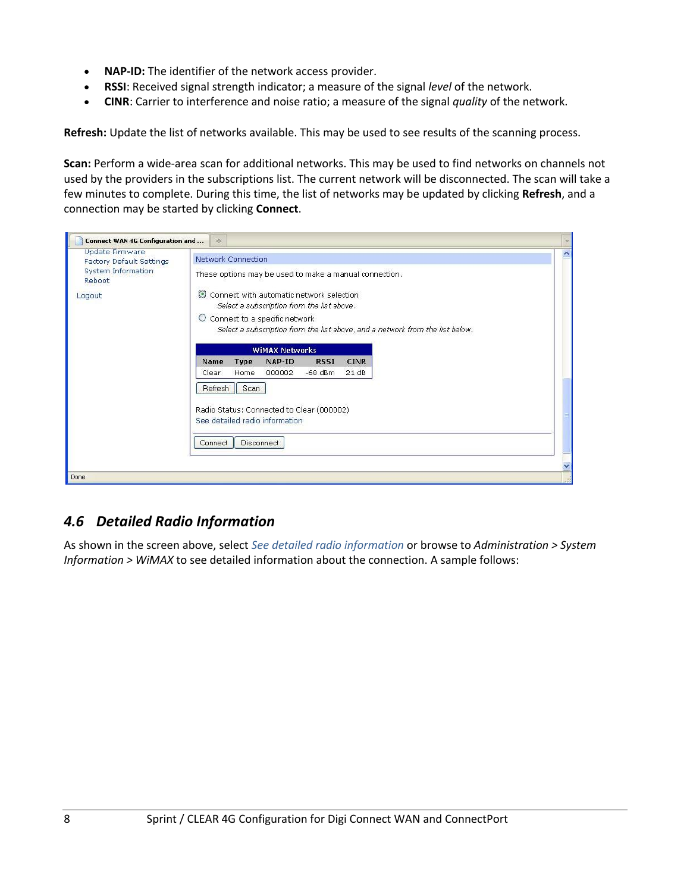- **NAP-ID:** The identifier of the network access provider.
- **RSSI**: Received signal strength indicator; a measure of the signal *level* of the network.
- **CINR**: Carrier to interference and noise ratio; a measure of the signal *quality* of the network.

**Refresh:** Update the list of networks available. This may be used to see results of the scanning process.

**Scan:** Perform a wide-area scan for additional networks. This may be used to find networks on channels not used by the providers in the subscriptions list. The current network will be disconnected. The scan will take a few minutes to complete. During this time, the list of networks may be updated by clicking **Refresh**, and a connection may be started by clicking **Connect**.

## 4.6 Detailed Radio Information

As shown in the screen above, select *See detailed radio information* or browse to *Administration > System Information > WiMAX* to see detailed information about the connection. A sample follows: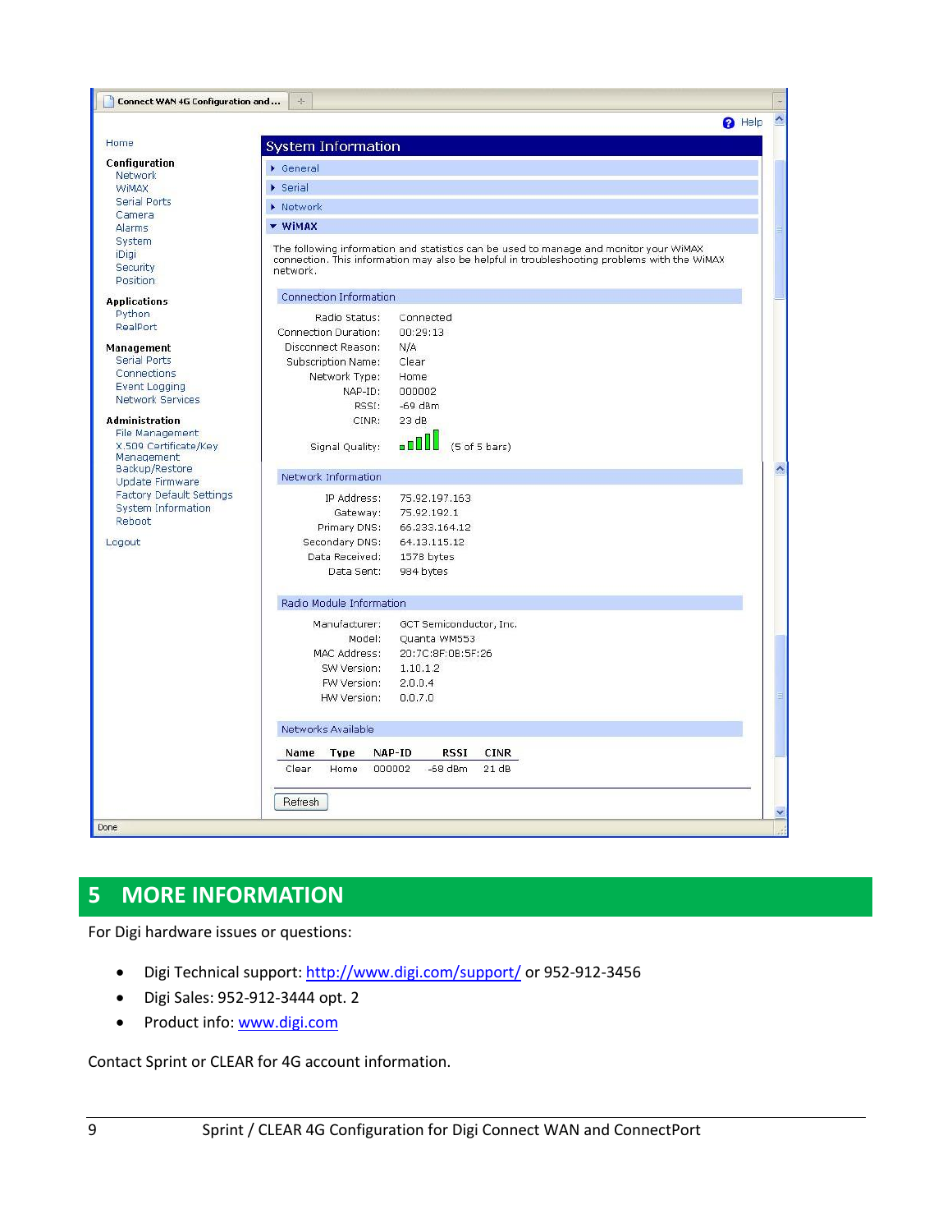Connect WAN 4G Configuration and ...

Help

Home

**Configuration**
Network
WiMAX
Serial Ports
Camera
Alarms
System
iDigi
Security
Position

**Applications**
Python
RealPort

**Management**
Serial Ports
Connections
Event Logging
Network Services

**Administration**
File Management
X.509 Certificate/Key Management
Backup/Restore
Update Firmware
Factory Default Settings
System Information
Reboot

Logout

## System Information

▸ General
▸ Serial
▸ Network
▾ **WiMAX**

The following information and statistics can be used to manage and monitor your WiMAX connection. This information may also be helpful in troubleshooting problems with the WiMAX network.

**Connection Information**

| | |
|---|---|
| Radio Status: | Connected |
| Connection Duration: | 00:29:13 |
| Disconnect Reason: | N/A |
| Subscription Name: | Clear |
| Network Type: | Home |
| NAP-ID: | 000002 |
| RSSI: | -69 dBm |
| CINR: | 23 dB |
| Signal Quality: | (5 of 5 bars) |

**Network Information**

| | |
|---|---|
| IP Address: | 75.92.197.163 |
| Gateway: | 75.92.192.1 |
| Primary DNS: | 66.233.164.12 |
| Secondary DNS: | 64.13.115.12 |
| Data Received: | 1578 bytes |
| Data Sent: | 984 bytes |

**Radio Module Information**

| | |
|---|---|
| Manufacturer: | GCT Semiconductor, Inc. |
| Model: | Quanta WM553 |
| MAC Address: | 20:7C:8F:0B:5F:26 |
| SW Version: | 1.10.1.2 |
| FW Version: | 2.0.0.4 |
| HW Version: | 0.0.7.0 |

**Networks Available**

| Name | Type | NAP-ID | RSSI | CINR |
|---|---|---|---|---|
| Clear | Home | 000002 | -68 dBm | 21 dB |

Refresh

Done

# 5 MORE INFORMATION

For Digi hardware issues or questions:

- Digi Technical support: http://www.digi.com/support/ or 952-912-3456
- Digi Sales: 952-912-3444 opt. 2
- Product info: www.digi.com

Contact Sprint or CLEAR for 4G account information.